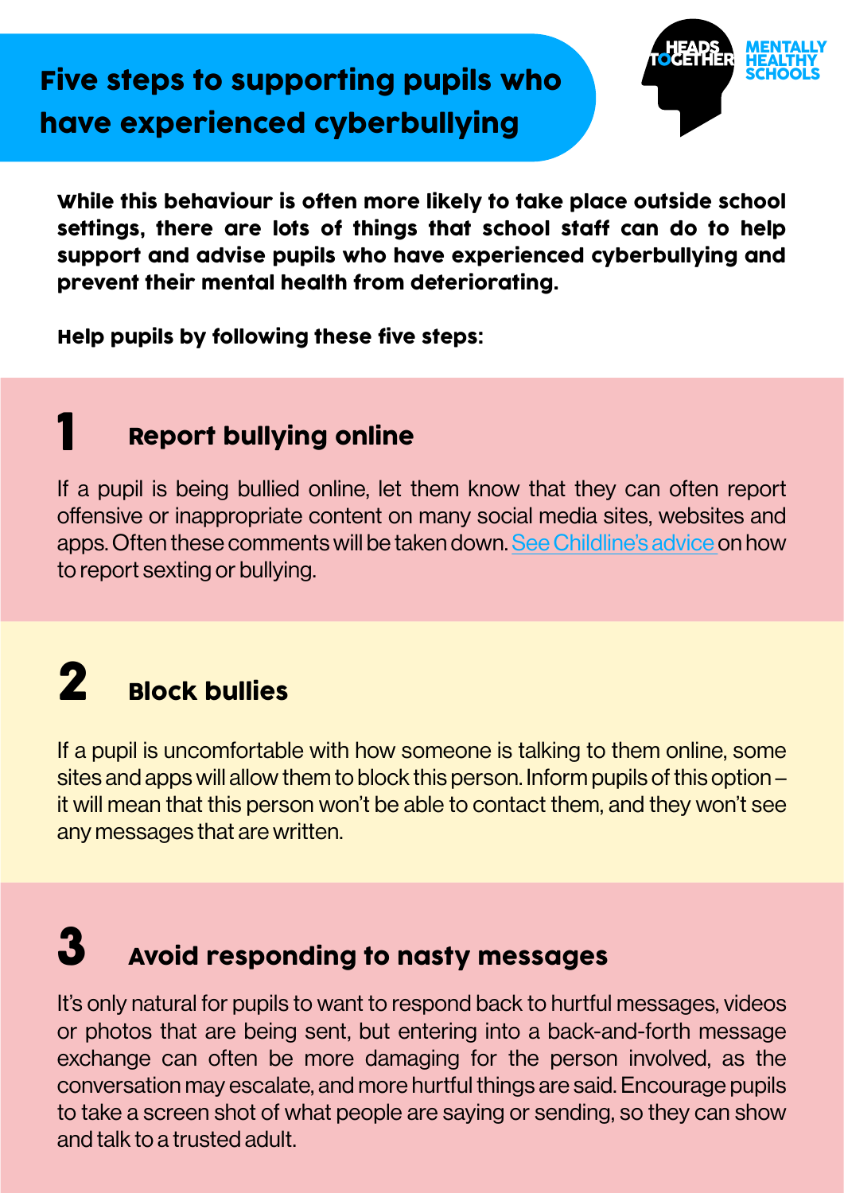# Five steps to supporting pupils who have experienced cyberbullying

HEADS TOGETHER MENTALLY HEALTHY SCHOOLS

**While this behaviour is often more likely to take place outside school settings, there are lots of things that school staff can do to help support and advise pupils who have experienced cyberbullying and prevent their mental health from deteriorating.**

**Help pupils by following these five steps:**

## 1 Report bullying online

If a pupil is being bullied online, let them know that they can often report offensive or inappropriate content on many social media sites, websites and apps. Often these comments will be taken down. See Childline's advice on how to report sexting or bullying.

## 2 Block bullies

If a pupil is uncomfortable with how someone is talking to them online, some sites and apps will allow them to block this person. Inform pupils of this option – it will mean that this person won't be able to contact them, and they won't see any messages that are written.

## 3 Avoid responding to nasty messages

It's only natural for pupils to want to respond back to hurtful messages, videos or photos that are being sent, but entering into a back-and-forth message exchange can often be more damaging for the person involved, as the conversation may escalate, and more hurtful things are said. Encourage pupils to take a screen shot of what people are saying or sending, so they can show and talk to a trusted adult.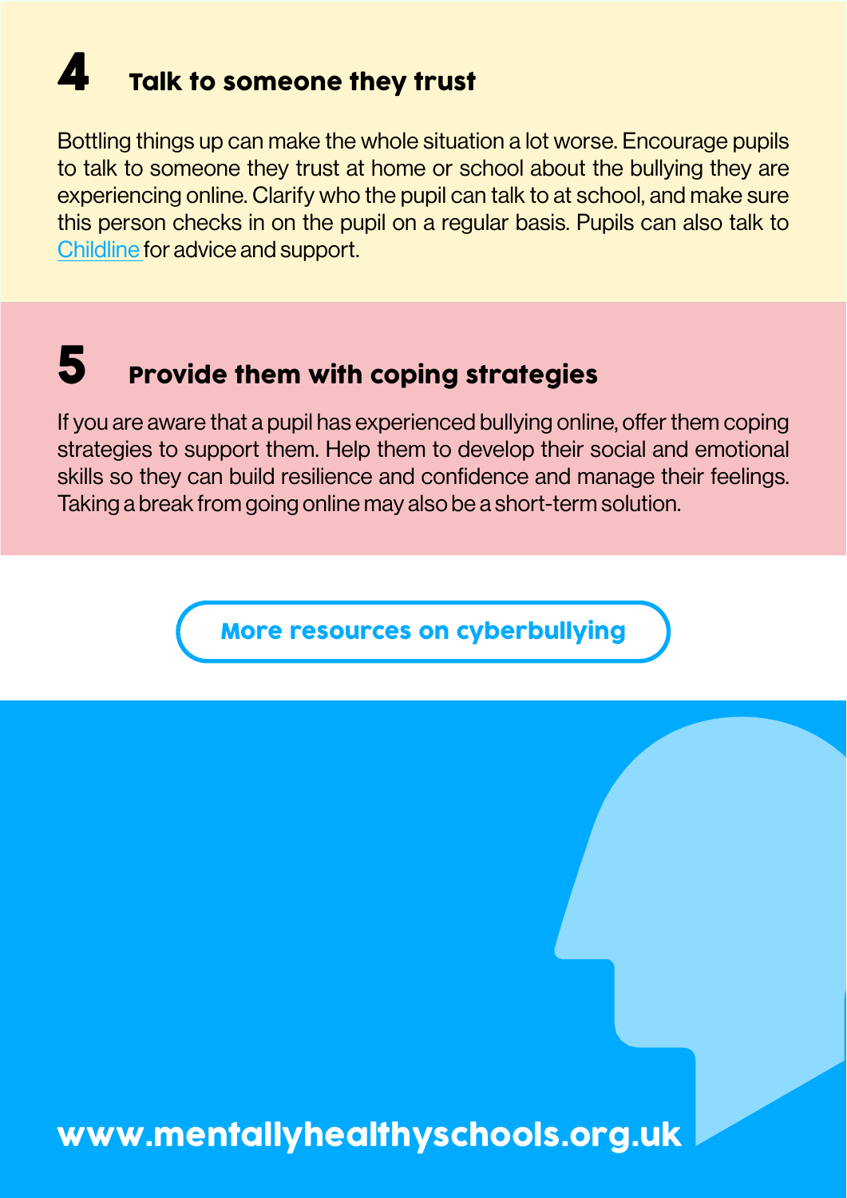## 4 Talk to someone they trust

Bottling things up can make the whole situation a lot worse. Encourage pupils to talk to someone they trust at home or school about the bullying they are experiencing online. Clarify who the pupil can talk to at school, and make sure this person checks in on the pupil on a regular basis. Pupils can also talk to Childline for advice and support.

## 5 Provide them with coping strategies

If you are aware that a pupil has experienced bullying online, offer them coping strategies to support them. Help them to develop their social and emotional skills so they can build resilience and confidence and manage their feelings. Taking a break from going online may also be a short-term solution.

More resources on cyberbullying

www.mentallyhealthyschools.org.uk